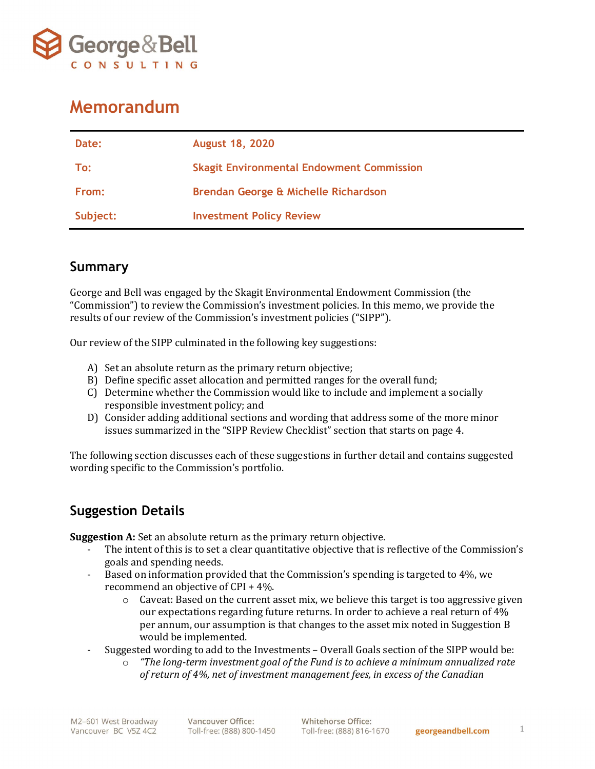# Memorandum

| | |
|---|---|
| **Date:** | **August 18, 2020** |
| **To:** | **Skagit Environmental Endowment Commission** |
| **From:** | **Brendan George & Michelle Richardson** |
| **Subject:** | **Investment Policy Review** |

## Summary

George and Bell was engaged by the Skagit Environmental Endowment Commission (the "Commission") to review the Commission's investment policies. In this memo, we provide the results of our review of the Commission's investment policies ("SIPP").

Our review of the SIPP culminated in the following key suggestions:

A) Set an absolute return as the primary return objective;
B) Define specific asset allocation and permitted ranges for the overall fund;
C) Determine whether the Commission would like to include and implement a socially responsible investment policy; and
D) Consider adding additional sections and wording that address some of the more minor issues summarized in the "SIPP Review Checklist" section that starts on page 4.

The following section discusses each of these suggestions in further detail and contains suggested wording specific to the Commission's portfolio.

## Suggestion Details

**Suggestion A:** Set an absolute return as the primary return objective.

- The intent of this is to set a clear quantitative objective that is reflective of the Commission's goals and spending needs.
- Based on information provided that the Commission's spending is targeted to 4%, we recommend an objective of CPI + 4%.
  - Caveat: Based on the current asset mix, we believe this target is too aggressive given our expectations regarding future returns. In order to achieve a real return of 4% per annum, our assumption is that changes to the asset mix noted in Suggestion B would be implemented.
- Suggested wording to add to the Investments – Overall Goals section of the SIPP would be:
  - *"The long-term investment goal of the Fund is to achieve a minimum annualized rate of return of 4%, net of investment management fees, in excess of the Canadian*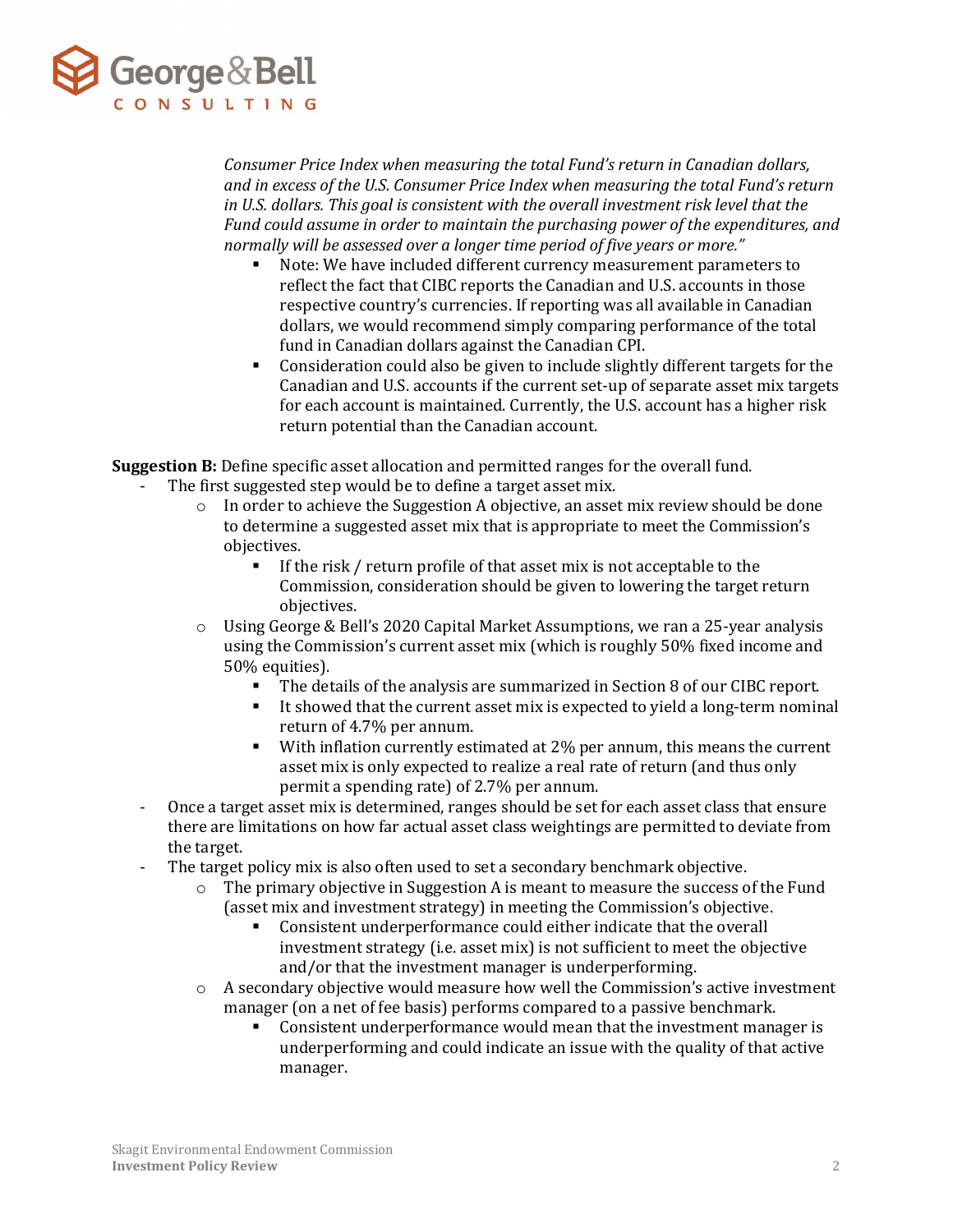*Consumer Price Index when measuring the total Fund's return in Canadian dollars, and in excess of the U.S. Consumer Price Index when measuring the total Fund's return in U.S. dollars. This goal is consistent with the overall investment risk level that the Fund could assume in order to maintain the purchasing power of the expenditures, and normally will be assessed over a longer time period of five years or more."*

- Note: We have included different currency measurement parameters to reflect the fact that CIBC reports the Canadian and U.S. accounts in those respective country's currencies. If reporting was all available in Canadian dollars, we would recommend simply comparing performance of the total fund in Canadian dollars against the Canadian CPI.
- Consideration could also be given to include slightly different targets for the Canadian and U.S. accounts if the current set-up of separate asset mix targets for each account is maintained. Currently, the U.S. account has a higher risk return potential than the Canadian account.

**Suggestion B:** Define specific asset allocation and permitted ranges for the overall fund.

- The first suggested step would be to define a target asset mix.
  - In order to achieve the Suggestion A objective, an asset mix review should be done to determine a suggested asset mix that is appropriate to meet the Commission's objectives.
    - If the risk / return profile of that asset mix is not acceptable to the Commission, consideration should be given to lowering the target return objectives.
  - Using George & Bell's 2020 Capital Market Assumptions, we ran a 25-year analysis using the Commission's current asset mix (which is roughly 50% fixed income and 50% equities).
    - The details of the analysis are summarized in Section 8 of our CIBC report.
    - It showed that the current asset mix is expected to yield a long-term nominal return of 4.7% per annum.
    - With inflation currently estimated at 2% per annum, this means the current asset mix is only expected to realize a real rate of return (and thus only permit a spending rate) of 2.7% per annum.
- Once a target asset mix is determined, ranges should be set for each asset class that ensure there are limitations on how far actual asset class weightings are permitted to deviate from the target.
- The target policy mix is also often used to set a secondary benchmark objective.
  - The primary objective in Suggestion A is meant to measure the success of the Fund (asset mix and investment strategy) in meeting the Commission's objective.
    - Consistent underperformance could either indicate that the overall investment strategy (i.e. asset mix) is not sufficient to meet the objective and/or that the investment manager is underperforming.
  - A secondary objective would measure how well the Commission's active investment manager (on a net of fee basis) performs compared to a passive benchmark.
    - Consistent underperformance would mean that the investment manager is underperforming and could indicate an issue with the quality of that active manager.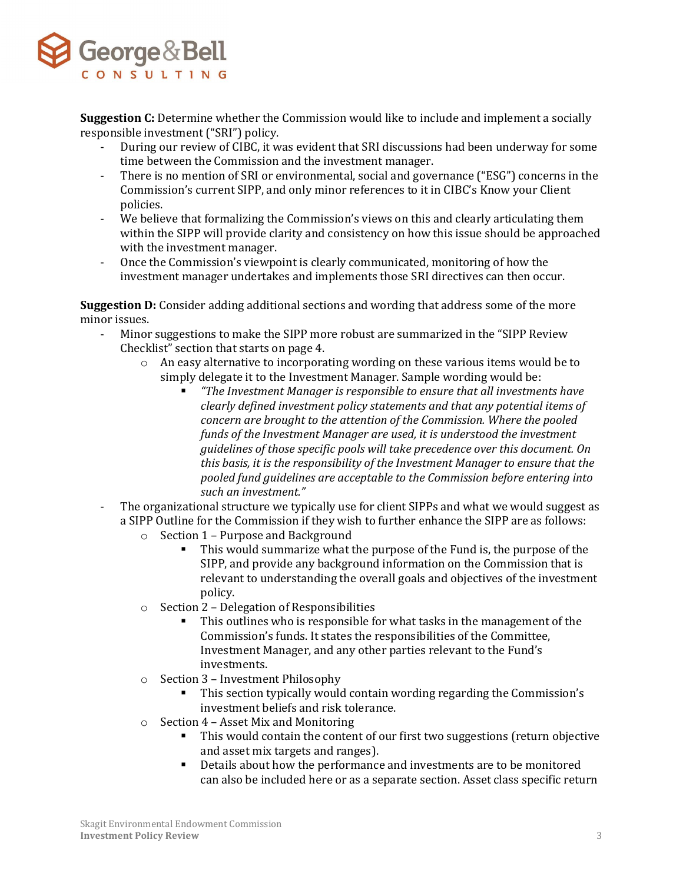**Suggestion C:** Determine whether the Commission would like to include and implement a socially responsible investment ("SRI") policy.

- During our review of CIBC, it was evident that SRI discussions had been underway for some time between the Commission and the investment manager.
- There is no mention of SRI or environmental, social and governance ("ESG") concerns in the Commission's current SIPP, and only minor references to it in CIBC's Know your Client policies.
- We believe that formalizing the Commission's views on this and clearly articulating them within the SIPP will provide clarity and consistency on how this issue should be approached with the investment manager.
- Once the Commission's viewpoint is clearly communicated, monitoring of how the investment manager undertakes and implements those SRI directives can then occur.

**Suggestion D:** Consider adding additional sections and wording that address some of the more minor issues.

- Minor suggestions to make the SIPP more robust are summarized in the "SIPP Review Checklist" section that starts on page 4.
  - An easy alternative to incorporating wording on these various items would be to simply delegate it to the Investment Manager. Sample wording would be:
    - *"The Investment Manager is responsible to ensure that all investments have clearly defined investment policy statements and that any potential items of concern are brought to the attention of the Commission. Where the pooled funds of the Investment Manager are used, it is understood the investment guidelines of those specific pools will take precedence over this document. On this basis, it is the responsibility of the Investment Manager to ensure that the pooled fund guidelines are acceptable to the Commission before entering into such an investment."*
- The organizational structure we typically use for client SIPPs and what we would suggest as a SIPP Outline for the Commission if they wish to further enhance the SIPP are as follows:
  - Section 1 – Purpose and Background
    - This would summarize what the purpose of the Fund is, the purpose of the SIPP, and provide any background information on the Commission that is relevant to understanding the overall goals and objectives of the investment policy.
  - Section 2 – Delegation of Responsibilities
    - This outlines who is responsible for what tasks in the management of the Commission's funds. It states the responsibilities of the Committee, Investment Manager, and any other parties relevant to the Fund's investments.
  - Section 3 – Investment Philosophy
    - This section typically would contain wording regarding the Commission's investment beliefs and risk tolerance.
  - Section 4 – Asset Mix and Monitoring
    - This would contain the content of our first two suggestions (return objective and asset mix targets and ranges).
    - Details about how the performance and investments are to be monitored can also be included here or as a separate section. Asset class specific return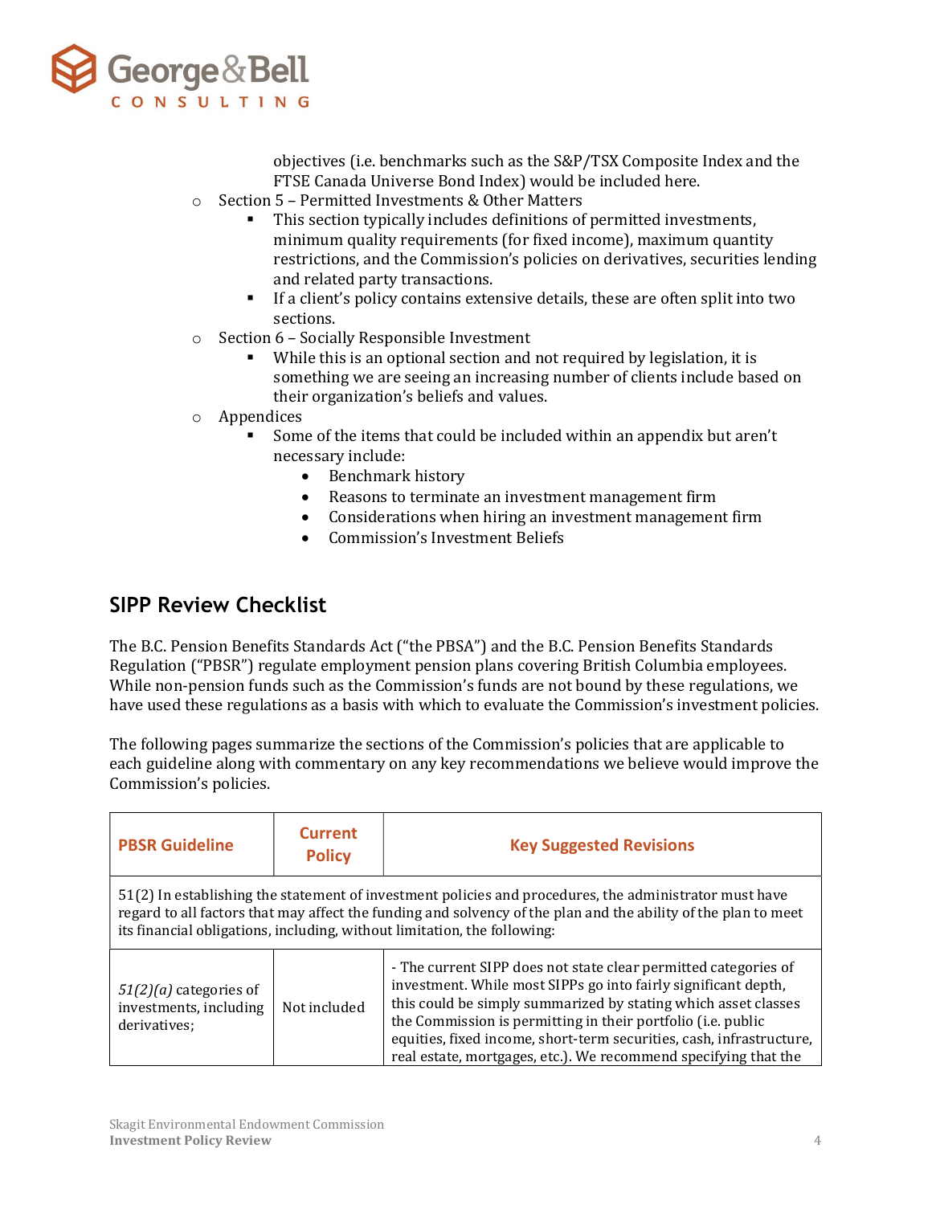objectives (i.e. benchmarks such as the S&P/TSX Composite Index and the FTSE Canada Universe Bond Index) would be included here.

- Section 5 – Permitted Investments & Other Matters
  - This section typically includes definitions of permitted investments, minimum quality requirements (for fixed income), maximum quantity restrictions, and the Commission's policies on derivatives, securities lending and related party transactions.
  - If a client's policy contains extensive details, these are often split into two sections.
- Section 6 – Socially Responsible Investment
  - While this is an optional section and not required by legislation, it is something we are seeing an increasing number of clients include based on their organization's beliefs and values.
- Appendices
  - Some of the items that could be included within an appendix but aren't necessary include:
    - Benchmark history
    - Reasons to terminate an investment management firm
    - Considerations when hiring an investment management firm
    - Commission's Investment Beliefs

## SIPP Review Checklist

The B.C. Pension Benefits Standards Act ("the PBSA") and the B.C. Pension Benefits Standards Regulation ("PBSR") regulate employment pension plans covering British Columbia employees. While non-pension funds such as the Commission's funds are not bound by these regulations, we have used these regulations as a basis with which to evaluate the Commission's investment policies.

The following pages summarize the sections of the Commission's policies that are applicable to each guideline along with commentary on any key recommendations we believe would improve the Commission's policies.

| PBSR Guideline | Current Policy | Key Suggested Revisions |
|---|---|---|
| 51(2) In establishing the statement of investment policies and procedures, the administrator must have regard to all factors that may affect the funding and solvency of the plan and the ability of the plan to meet its financial obligations, including, without limitation, the following: | | |
| *51(2)(a)* categories of investments, including derivatives; | Not included | - The current SIPP does not state clear permitted categories of investment. While most SIPPs go into fairly significant depth, this could be simply summarized by stating which asset classes the Commission is permitting in their portfolio (i.e. public equities, fixed income, short-term securities, cash, infrastructure, real estate, mortgages, etc.). We recommend specifying that the |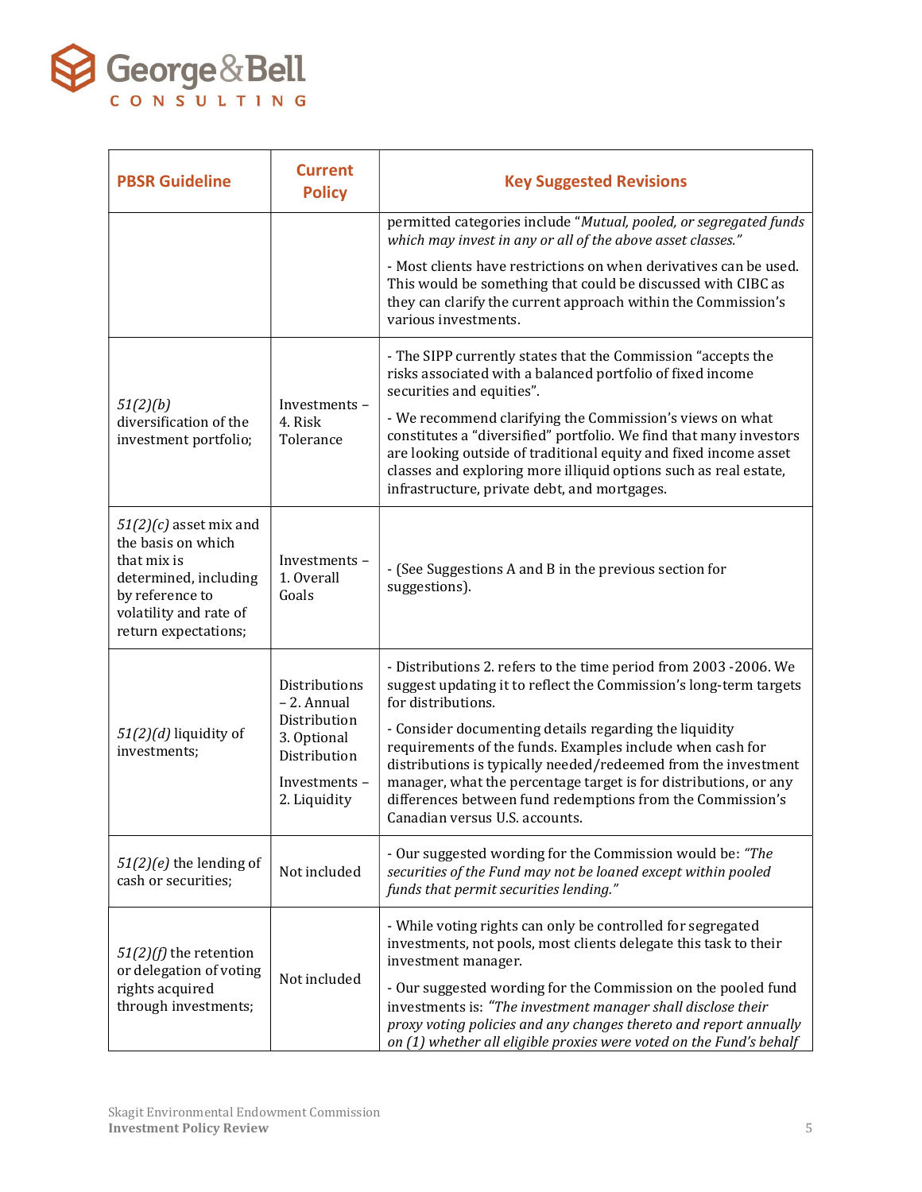| PBSR Guideline | Current Policy | Key Suggested Revisions |
|---|---|---|
| | | permitted categories include "*Mutual, pooled, or segregated funds which may invest in any or all of the above asset classes.*"<br><br>- Most clients have restrictions on when derivatives can be used. This would be something that could be discussed with CIBC as they can clarify the current approach within the Commission's various investments. |
| *51(2)(b)* diversification of the investment portfolio; | Investments – 4. Risk Tolerance | - The SIPP currently states that the Commission "accepts the risks associated with a balanced portfolio of fixed income securities and equities".<br><br>- We recommend clarifying the Commission's views on what constitutes a "diversified" portfolio. We find that many investors are looking outside of traditional equity and fixed income asset classes and exploring more illiquid options such as real estate, infrastructure, private debt, and mortgages. |
| *51(2)(c)* asset mix and the basis on which that mix is determined, including by reference to volatility and rate of return expectations; | Investments – 1. Overall Goals | - (See Suggestions A and B in the previous section for suggestions). |
| *51(2)(d)* liquidity of investments; | Distributions – 2. Annual Distribution 3. Optional Distribution<br><br>Investments – 2. Liquidity | - Distributions 2. refers to the time period from 2003 -2006. We suggest updating it to reflect the Commission's long-term targets for distributions.<br><br>- Consider documenting details regarding the liquidity requirements of the funds. Examples include when cash for distributions is typically needed/redeemed from the investment manager, what the percentage target is for distributions, or any differences between fund redemptions from the Commission's Canadian versus U.S. accounts. |
| *51(2)(e)* the lending of cash or securities; | Not included | - Our suggested wording for the Commission would be: *"The securities of the Fund may not be loaned except within pooled funds that permit securities lending."* |
| *51(2)(f)* the retention or delegation of voting rights acquired through investments; | Not included | - While voting rights can only be controlled for segregated investments, not pools, most clients delegate this task to their investment manager.<br><br>- Our suggested wording for the Commission on the pooled fund investments is: *"The investment manager shall disclose their proxy voting policies and any changes thereto and report annually on (1) whether all eligible proxies were voted on the Fund's behalf* |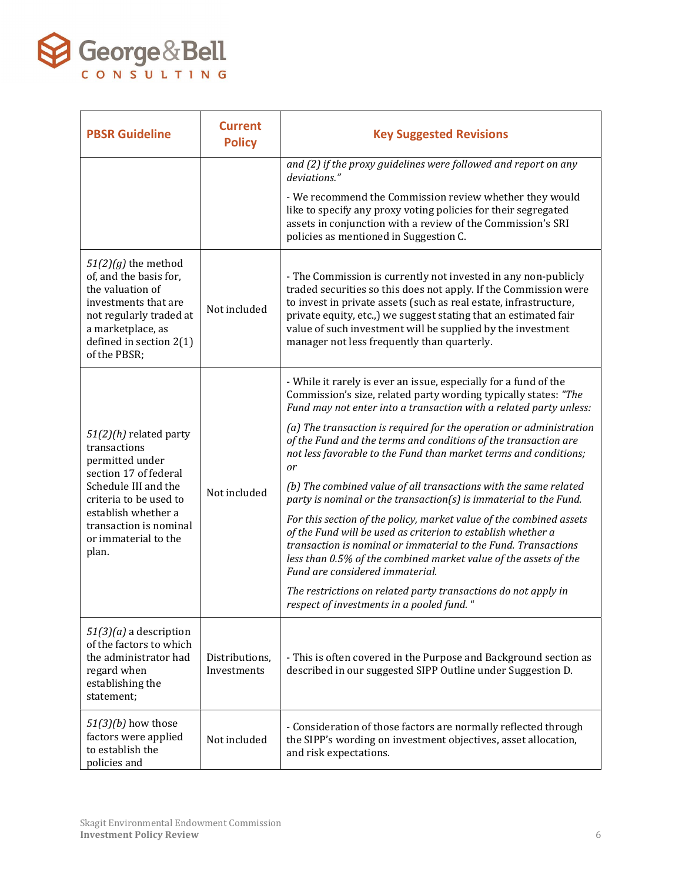| PBSR Guideline | Current Policy | Key Suggested Revisions |
|---|---|---|
| | | *and (2) if the proxy guidelines were followed and report on any deviations."* <br><br> - We recommend the Commission review whether they would like to specify any proxy voting policies for their segregated assets in conjunction with a review of the Commission's SRI policies as mentioned in Suggestion C. |
| *51(2)(g)* the method of, and the basis for, the valuation of investments that are not regularly traded at a marketplace, as defined in section 2(1) of the PBSR; | Not included | - The Commission is currently not invested in any non-publicly traded securities so this does not apply. If the Commission were to invest in private assets (such as real estate, infrastructure, private equity, etc.,) we suggest stating that an estimated fair value of such investment will be supplied by the investment manager not less frequently than quarterly. |
| *51(2)(h)* related party transactions permitted under section 17 of federal Schedule III and the criteria to be used to establish whether a transaction is nominal or immaterial to the plan. | Not included | - While it rarely is ever an issue, especially for a fund of the Commission's size, related party wording typically states: *"The Fund may not enter into a transaction with a related party unless:* <br><br> *(a) The transaction is required for the operation or administration of the Fund and the terms and conditions of the transaction are not less favorable to the Fund than market terms and conditions; or* <br><br> *(b) The combined value of all transactions with the same related party is nominal or the transaction(s) is immaterial to the Fund.* <br><br> *For this section of the policy, market value of the combined assets of the Fund will be used as criterion to establish whether a transaction is nominal or immaterial to the Fund. Transactions less than 0.5% of the combined market value of the assets of the Fund are considered immaterial.* <br><br> *The restrictions on related party transactions do not apply in respect of investments in a pooled fund.* " |
| *51(3)(a)* a description of the factors to which the administrator had regard when establishing the statement; | Distributions, Investments | - This is often covered in the Purpose and Background section as described in our suggested SIPP Outline under Suggestion D. |
| *51(3)(b)* how those factors were applied to establish the policies and | Not included | - Consideration of those factors are normally reflected through the SIPP's wording on investment objectives, asset allocation, and risk expectations. |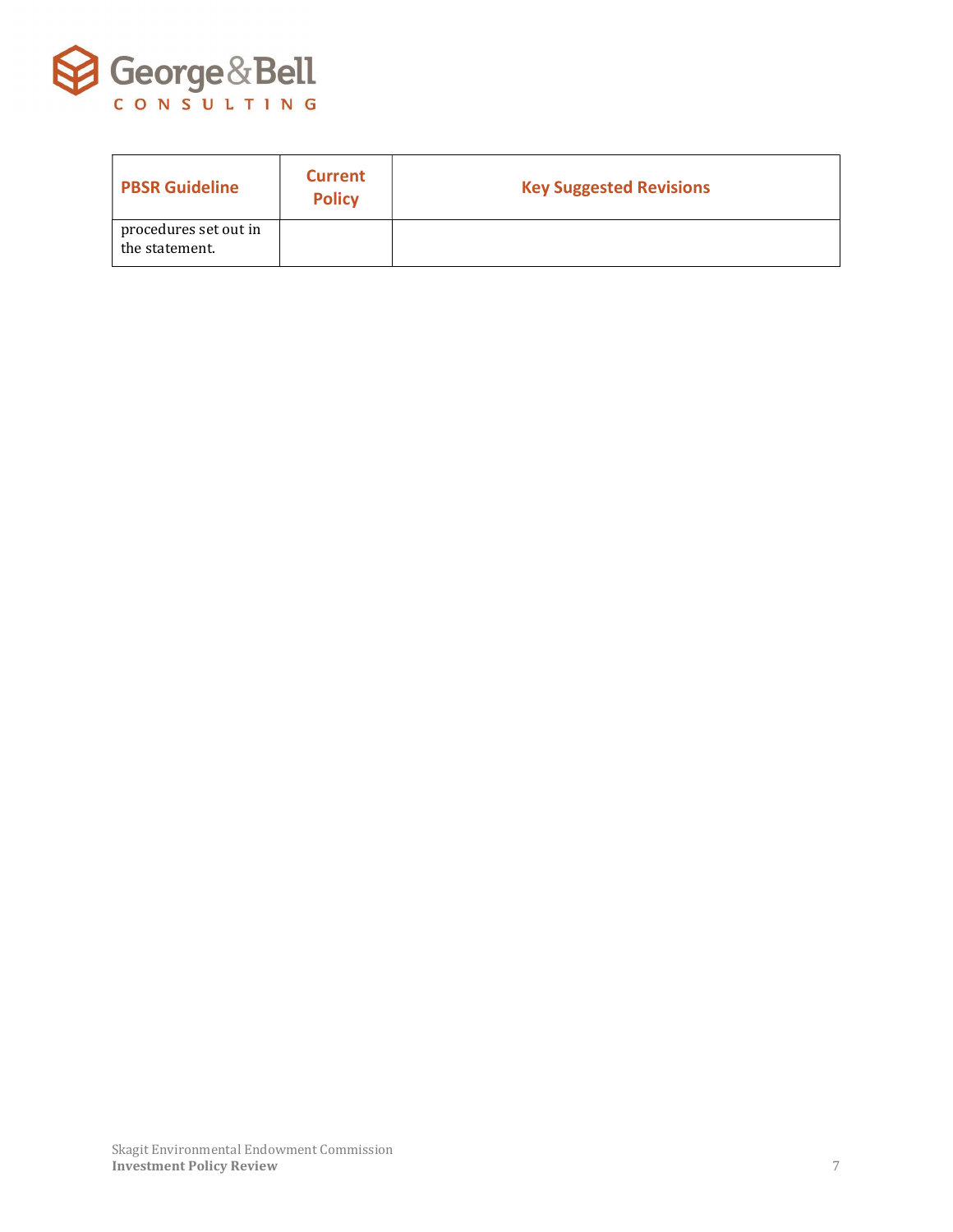| PBSR Guideline | Current Policy | Key Suggested Revisions |
|---|---|---|
| procedures set out in the statement. | | |